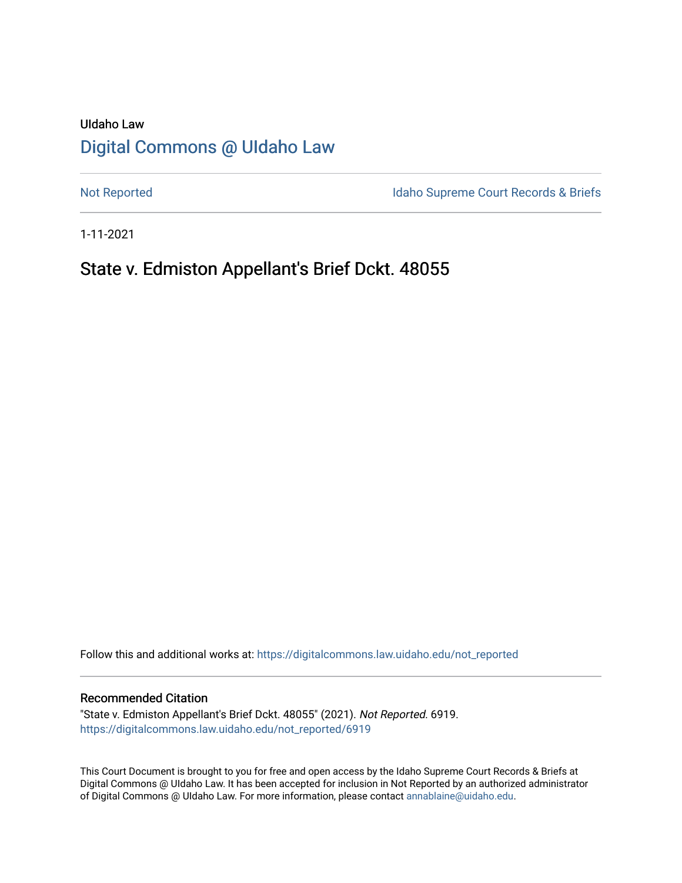UIdaho Law

# Digital Commons @ UIdaho Law

Not Reported

Idaho Supreme Court Records & Briefs

1-11-2021

## State v. Edmiston Appellant's Brief Dckt. 48055

Follow this and additional works at: https://digitalcommons.law.uidaho.edu/not_reported

### Recommended Citation

"State v. Edmiston Appellant's Brief Dckt. 48055" (2021). *Not Reported*. 6919.
https://digitalcommons.law.uidaho.edu/not_reported/6919

This Court Document is brought to you for free and open access by the Idaho Supreme Court Records & Briefs at Digital Commons @ UIdaho Law. It has been accepted for inclusion in Not Reported by an authorized administrator of Digital Commons @ UIdaho Law. For more information, please contact annablaine@uidaho.edu.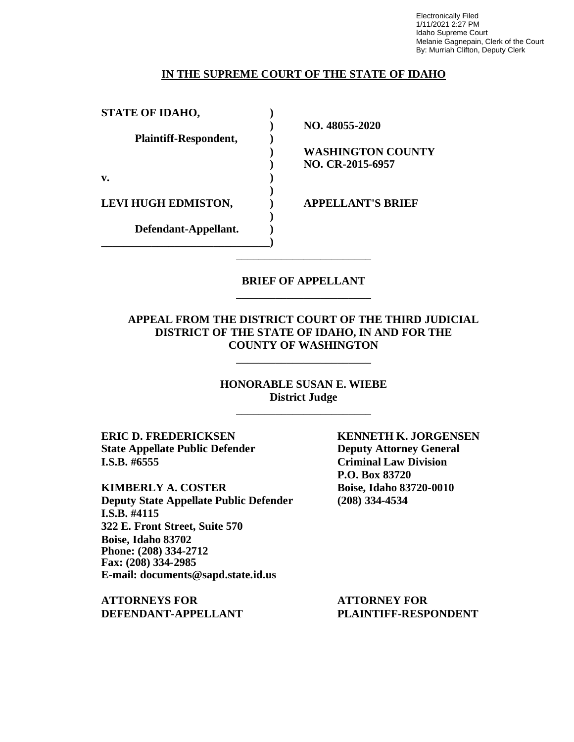Electronically Filed
1/11/2021 2:27 PM
Idaho Supreme Court
Melanie Gagnepain, Clerk of the Court
By: Murriah Clifton, Deputy Clerk

**IN THE SUPREME COURT OF THE STATE OF IDAHO**

| | | |
|---|---|---|
| **STATE OF IDAHO,** | **)** | |
| | **)** | **NO. 48055-2020** |
| **Plaintiff-Respondent,** | **)** | |
| | **)** | **WASHINGTON COUNTY** |
| | **)** | **NO. CR-2015-6957** |
| **v.** | **)** | |
| | **)** | |
| **LEVI HUGH EDMISTON,** | **)** | **APPELLANT'S BRIEF** |
| | **)** | |
| **Defendant-Appellant.** | **)** | |
| | **)** | |

**BRIEF OF APPELLANT**

**APPEAL FROM THE DISTRICT COURT OF THE THIRD JUDICIAL DISTRICT OF THE STATE OF IDAHO, IN AND FOR THE COUNTY OF WASHINGTON**

**HONORABLE SUSAN E. WIEBE**
**District Judge**

| | |
|---|---|
| **ERIC D. FREDERICKSEN** | **KENNETH K. JORGENSEN** |
| **State Appellate Public Defender** | **Deputy Attorney General** |
| **I.S.B. #6555** | **Criminal Law Division** |
| | **P.O. Box 83720** |
| **KIMBERLY A. COSTER** | **Boise, Idaho 83720-0010** |
| **Deputy State Appellate Public Defender** | **(208) 334-4534** |
| **I.S.B. #4115** | |
| **322 E. Front Street, Suite 570** | |
| **Boise, Idaho 83702** | |
| **Phone: (208) 334-2712** | |
| **Fax: (208) 334-2985** | |
| **E-mail: documents@sapd.state.id.us** | |
| | |
| **ATTORNEYS FOR DEFENDANT-APPELLANT** | **ATTORNEY FOR PLAINTIFF-RESPONDENT** |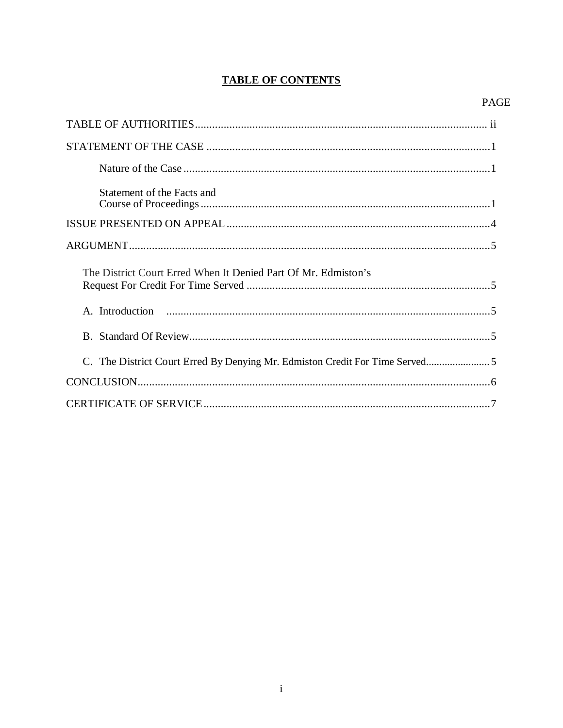# TABLE OF CONTENTS

| | PAGE |
|---|---|
| TABLE OF AUTHORITIES | ii |
| STATEMENT OF THE CASE | 1 |
| Nature of the Case | 1 |
| Statement of the Facts and Course of Proceedings | 1 |
| ISSUE PRESENTED ON APPEAL | 4 |
| ARGUMENT | 5 |
| The District Court Erred When It Denied Part Of Mr. Edmiston's Request For Credit For Time Served | 5 |
| A. Introduction | 5 |
| B. Standard Of Review | 5 |
| C. The District Court Erred By Denying Mr. Edmiston Credit For Time Served | 5 |
| CONCLUSION | 6 |
| CERTIFICATE OF SERVICE | 7 |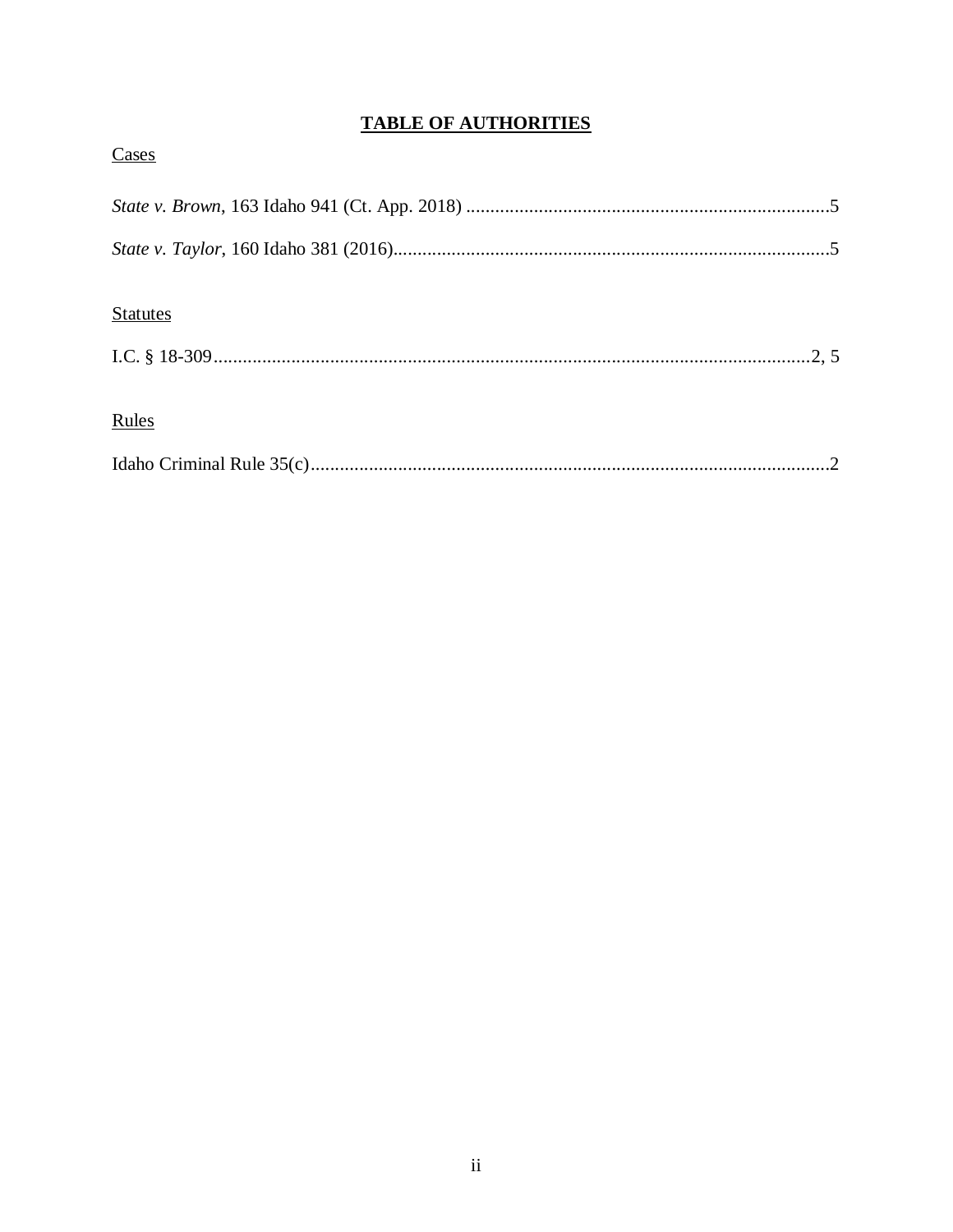# TABLE OF AUTHORITIES

Cases

*State v. Brown*, 163 Idaho 941 (Ct. App. 2018) ............................................................................5

*State v. Taylor*, 160 Idaho 381 (2016)...........................................................................................5

Statutes

I.C. § 18-309.............................................................................................................................2, 5

Rules

Idaho Criminal Rule 35(c)............................................................................................................2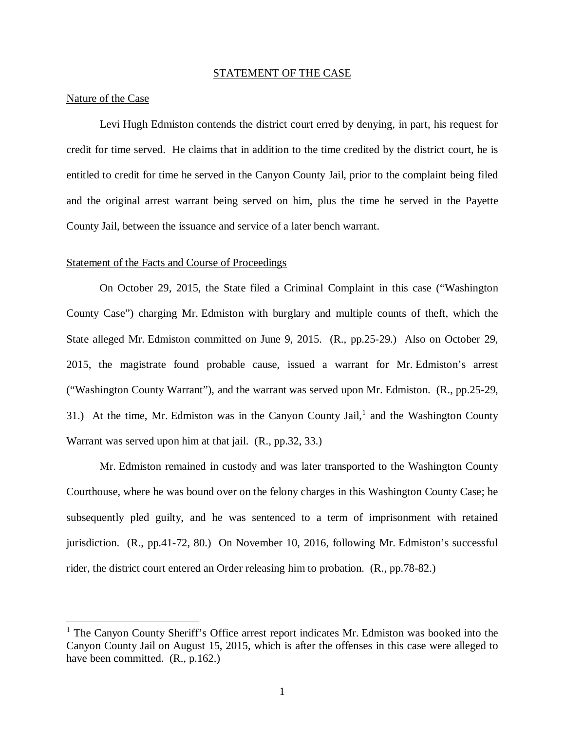## STATEMENT OF THE CASE

### Nature of the Case

Levi Hugh Edmiston contends the district court erred by denying, in part, his request for credit for time served. He claims that in addition to the time credited by the district court, he is entitled to credit for time he served in the Canyon County Jail, prior to the complaint being filed and the original arrest warrant being served on him, plus the time he served in the Payette County Jail, between the issuance and service of a later bench warrant.

### Statement of the Facts and Course of Proceedings

On October 29, 2015, the State filed a Criminal Complaint in this case ("Washington County Case") charging Mr. Edmiston with burglary and multiple counts of theft, which the State alleged Mr. Edmiston committed on June 9, 2015. (R., pp.25-29.) Also on October 29, 2015, the magistrate found probable cause, issued a warrant for Mr. Edmiston's arrest ("Washington County Warrant"), and the warrant was served upon Mr. Edmiston. (R., pp.25-29, 31.) At the time, Mr. Edmiston was in the Canyon County Jail,[1] and the Washington County Warrant was served upon him at that jail. (R., pp.32, 33.)

Mr. Edmiston remained in custody and was later transported to the Washington County Courthouse, where he was bound over on the felony charges in this Washington County Case; he subsequently pled guilty, and he was sentenced to a term of imprisonment with retained jurisdiction. (R., pp.41-72, 80.) On November 10, 2016, following Mr. Edmiston's successful rider, the district court entered an Order releasing him to probation. (R., pp.78-82.)

[1] The Canyon County Sheriff's Office arrest report indicates Mr. Edmiston was booked into the Canyon County Jail on August 15, 2015, which is after the offenses in this case were alleged to have been committed. (R., p.162.)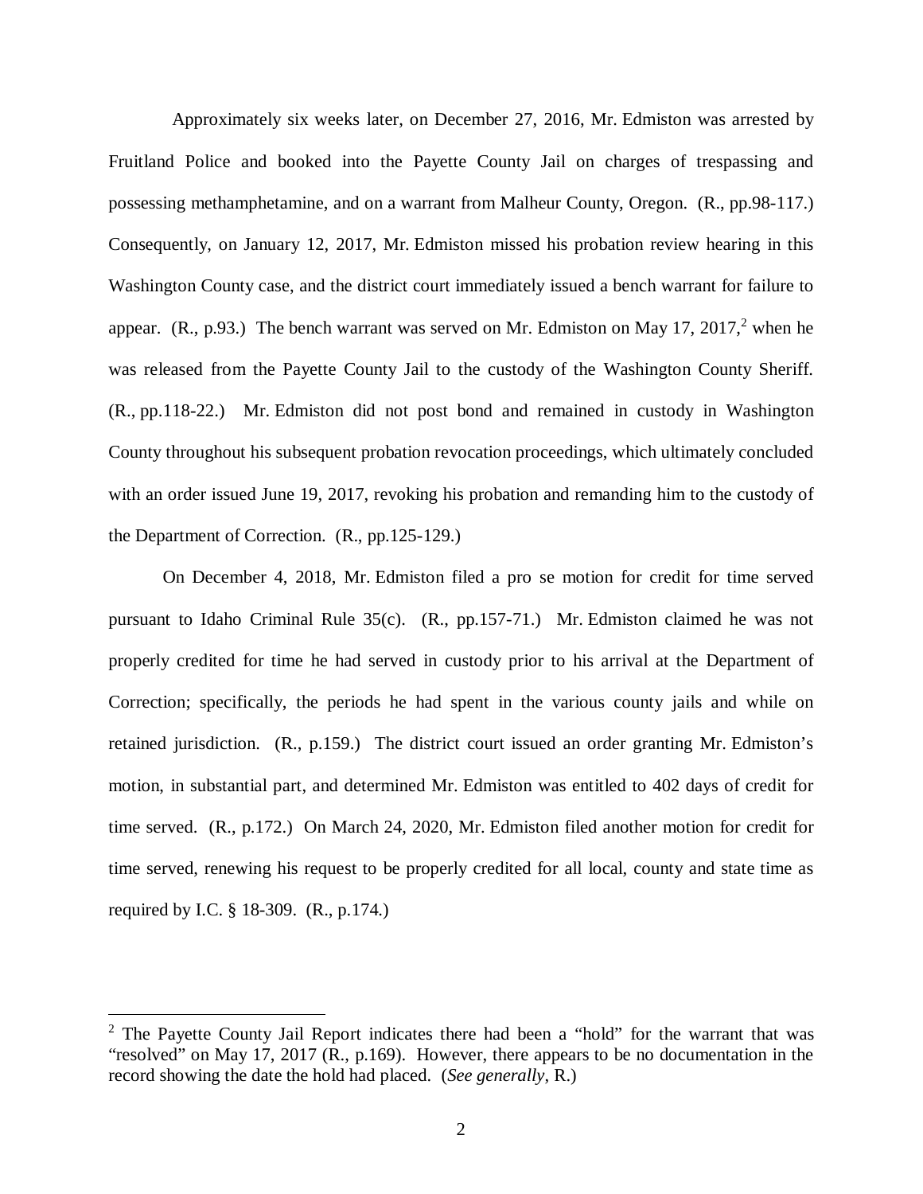Approximately six weeks later, on December 27, 2016, Mr. Edmiston was arrested by Fruitland Police and booked into the Payette County Jail on charges of trespassing and possessing methamphetamine, and on a warrant from Malheur County, Oregon. (R., pp.98-117.) Consequently, on January 12, 2017, Mr. Edmiston missed his probation review hearing in this Washington County case, and the district court immediately issued a bench warrant for failure to appear. (R., p.93.) The bench warrant was served on Mr. Edmiston on May 17, 2017,[2] when he was released from the Payette County Jail to the custody of the Washington County Sheriff. (R., pp.118-22.) Mr. Edmiston did not post bond and remained in custody in Washington County throughout his subsequent probation revocation proceedings, which ultimately concluded with an order issued June 19, 2017, revoking his probation and remanding him to the custody of the Department of Correction. (R., pp.125-129.)

On December 4, 2018, Mr. Edmiston filed a pro se motion for credit for time served pursuant to Idaho Criminal Rule 35(c). (R., pp.157-71.) Mr. Edmiston claimed he was not properly credited for time he had served in custody prior to his arrival at the Department of Correction; specifically, the periods he had spent in the various county jails and while on retained jurisdiction. (R., p.159.) The district court issued an order granting Mr. Edmiston's motion, in substantial part, and determined Mr. Edmiston was entitled to 402 days of credit for time served. (R., p.172.) On March 24, 2020, Mr. Edmiston filed another motion for credit for time served, renewing his request to be properly credited for all local, county and state time as required by I.C. § 18-309. (R., p.174.)

---

[2] The Payette County Jail Report indicates there had been a "hold" for the warrant that was "resolved" on May 17, 2017 (R., p.169). However, there appears to be no documentation in the record showing the date the hold had placed. (*See generally*, R.)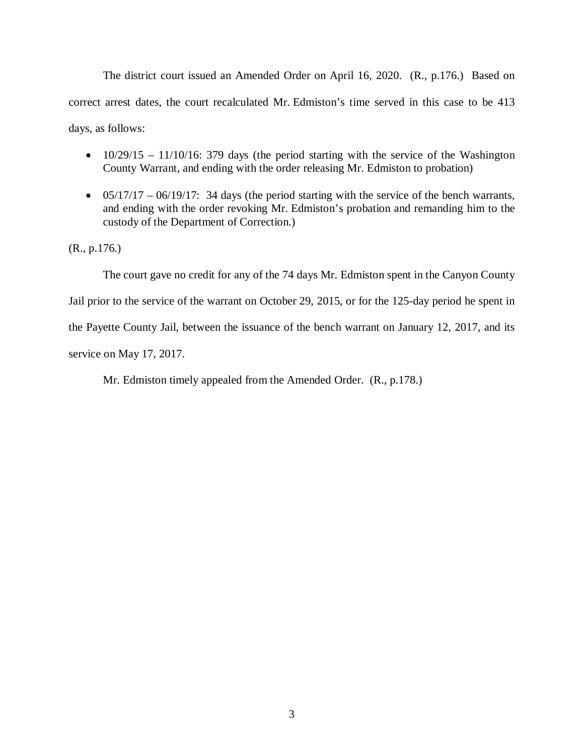The district court issued an Amended Order on April 16, 2020. (R., p.176.) Based on correct arrest dates, the court recalculated Mr. Edmiston's time served in this case to be 413 days, as follows:

- 10/29/15 – 11/10/16: 379 days (the period starting with the service of the Washington County Warrant, and ending with the order releasing Mr. Edmiston to probation)
- 05/17/17 – 06/19/17: 34 days (the period starting with the service of the bench warrants, and ending with the order revoking Mr. Edmiston's probation and remanding him to the custody of the Department of Correction.)

(R., p.176.)

The court gave no credit for any of the 74 days Mr. Edmiston spent in the Canyon County Jail prior to the service of the warrant on October 29, 2015, or for the 125-day period he spent in the Payette County Jail, between the issuance of the bench warrant on January 12, 2017, and its service on May 17, 2017.

Mr. Edmiston timely appealed from the Amended Order. (R., p.178.)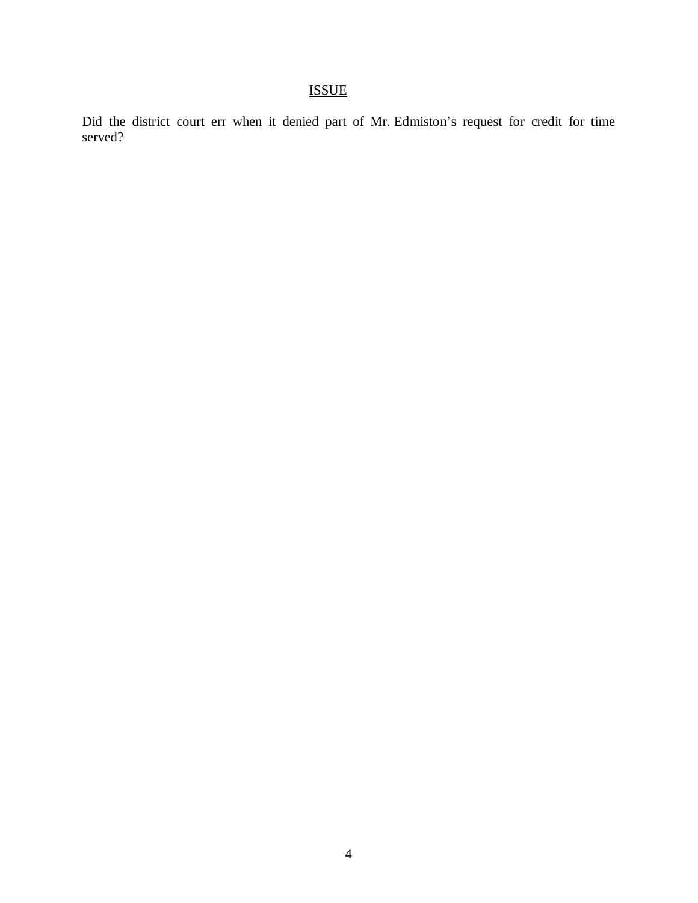## ISSUE

Did the district court err when it denied part of Mr. Edmiston's request for credit for time served?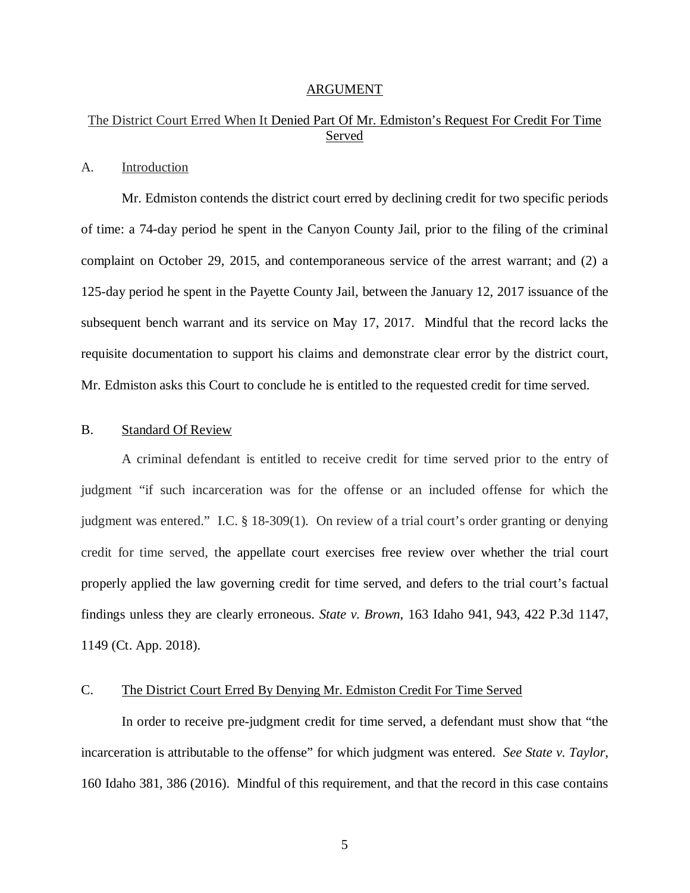## ARGUMENT

### The District Court Erred When It Denied Part Of Mr. Edmiston's Request For Credit For Time Served

#### A. Introduction

Mr. Edmiston contends the district court erred by declining credit for two specific periods of time: a 74-day period he spent in the Canyon County Jail, prior to the filing of the criminal complaint on October 29, 2015, and contemporaneous service of the arrest warrant; and (2) a 125-day period he spent in the Payette County Jail, between the January 12, 2017 issuance of the subsequent bench warrant and its service on May 17, 2017. Mindful that the record lacks the requisite documentation to support his claims and demonstrate clear error by the district court, Mr. Edmiston asks this Court to conclude he is entitled to the requested credit for time served.

#### B. Standard Of Review

A criminal defendant is entitled to receive credit for time served prior to the entry of judgment "if such incarceration was for the offense or an included offense for which the judgment was entered." I.C. § 18-309(1). On review of a trial court's order granting or denying credit for time served, the appellate court exercises free review over whether the trial court properly applied the law governing credit for time served, and defers to the trial court's factual findings unless they are clearly erroneous. *State v. Brown*, 163 Idaho 941, 943, 422 P.3d 1147, 1149 (Ct. App. 2018).

#### C. The District Court Erred By Denying Mr. Edmiston Credit For Time Served

In order to receive pre-judgment credit for time served, a defendant must show that "the incarceration is attributable to the offense" for which judgment was entered. *See State v. Taylor*, 160 Idaho 381, 386 (2016). Mindful of this requirement, and that the record in this case contains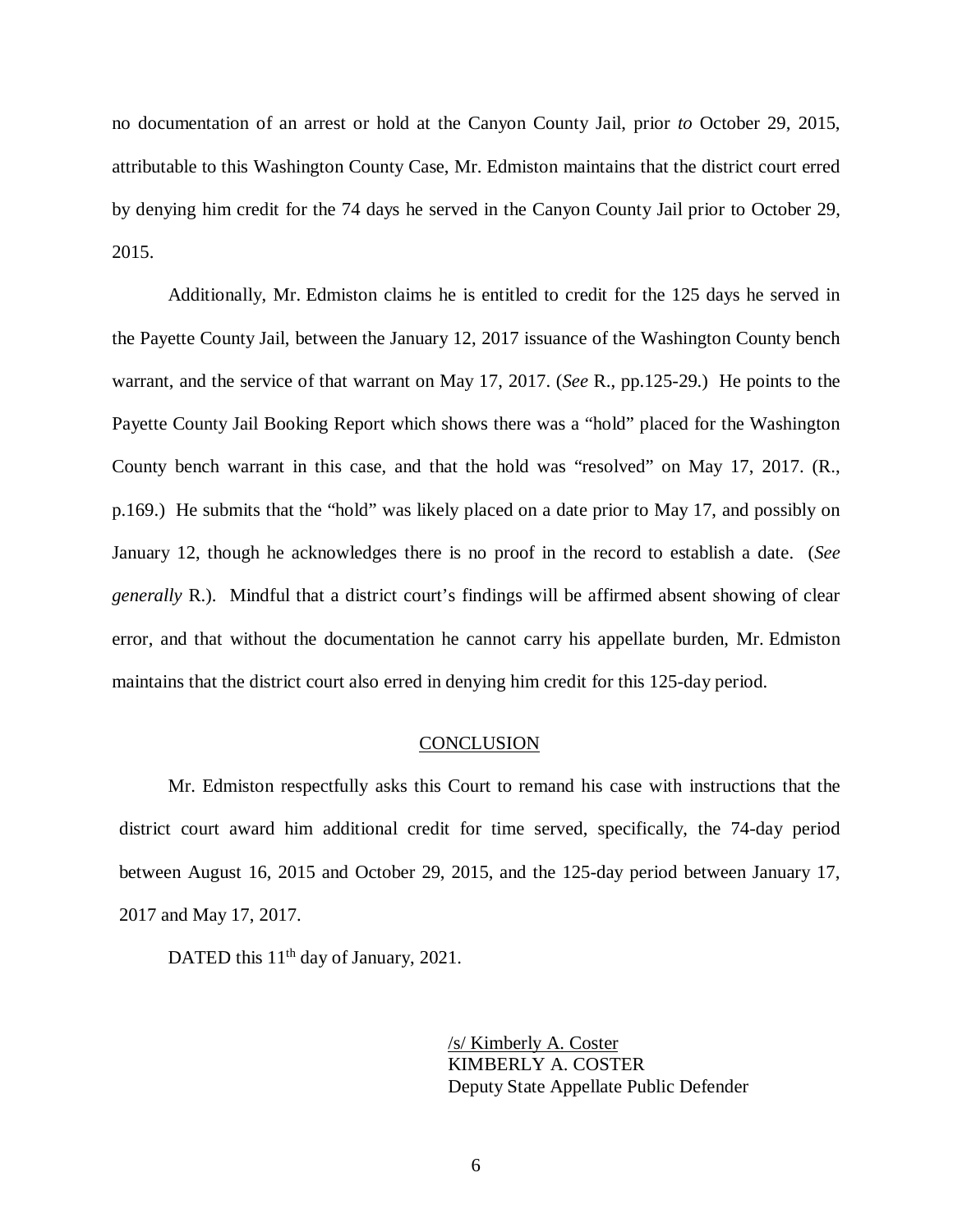no documentation of an arrest or hold at the Canyon County Jail, prior *to* October 29, 2015, attributable to this Washington County Case, Mr. Edmiston maintains that the district court erred by denying him credit for the 74 days he served in the Canyon County Jail prior to October 29, 2015.

Additionally, Mr. Edmiston claims he is entitled to credit for the 125 days he served in the Payette County Jail, between the January 12, 2017 issuance of the Washington County bench warrant, and the service of that warrant on May 17, 2017. (*See* R., pp.125-29.) He points to the Payette County Jail Booking Report which shows there was a "hold" placed for the Washington County bench warrant in this case, and that the hold was "resolved" on May 17, 2017. (R., p.169.) He submits that the "hold" was likely placed on a date prior to May 17, and possibly on January 12, though he acknowledges there is no proof in the record to establish a date. (*See generally* R.). Mindful that a district court's findings will be affirmed absent showing of clear error, and that without the documentation he cannot carry his appellate burden, Mr. Edmiston maintains that the district court also erred in denying him credit for this 125-day period.

## CONCLUSION

Mr. Edmiston respectfully asks this Court to remand his case with instructions that the district court award him additional credit for time served, specifically, the 74-day period between August 16, 2015 and October 29, 2015, and the 125-day period between January 17, 2017 and May 17, 2017.

DATED this 11th day of January, 2021.

/s/ Kimberly A. Coster
KIMBERLY A. COSTER
Deputy State Appellate Public Defender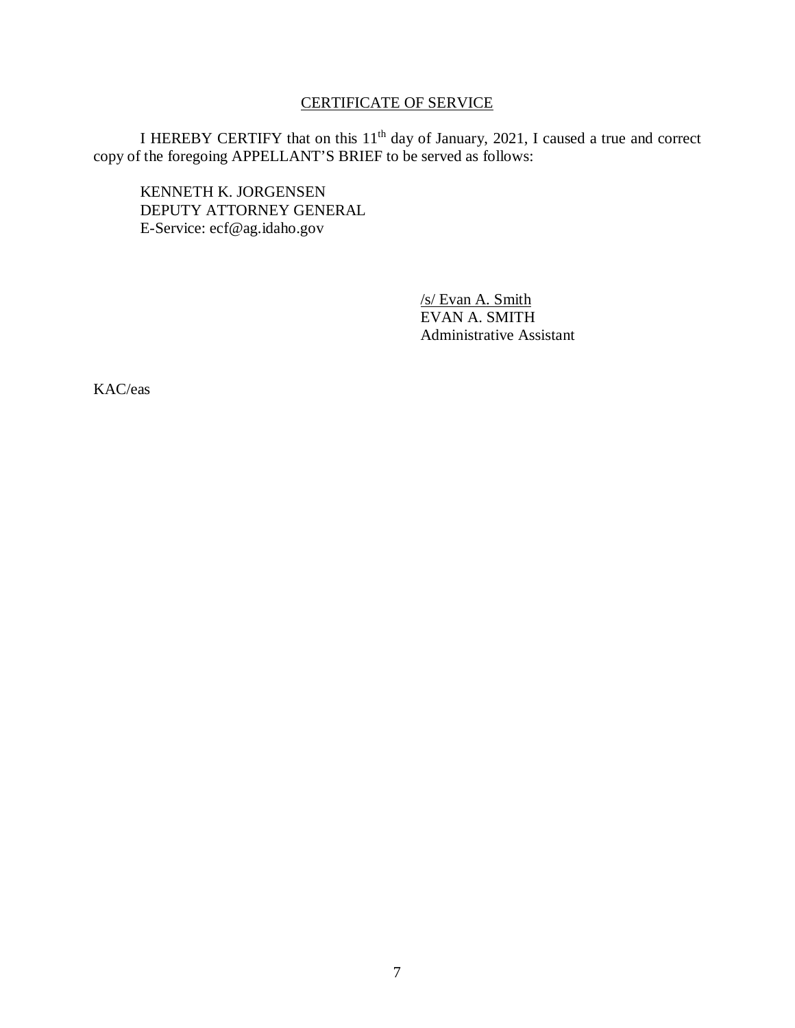## CERTIFICATE OF SERVICE

I HEREBY CERTIFY that on this 11th day of January, 2021, I caused a true and correct copy of the foregoing APPELLANT'S BRIEF to be served as follows:

KENNETH K. JORGENSEN
DEPUTY ATTORNEY GENERAL
E-Service: ecf@ag.idaho.gov

/s/ Evan A. Smith
EVAN A. SMITH
Administrative Assistant

KAC/eas